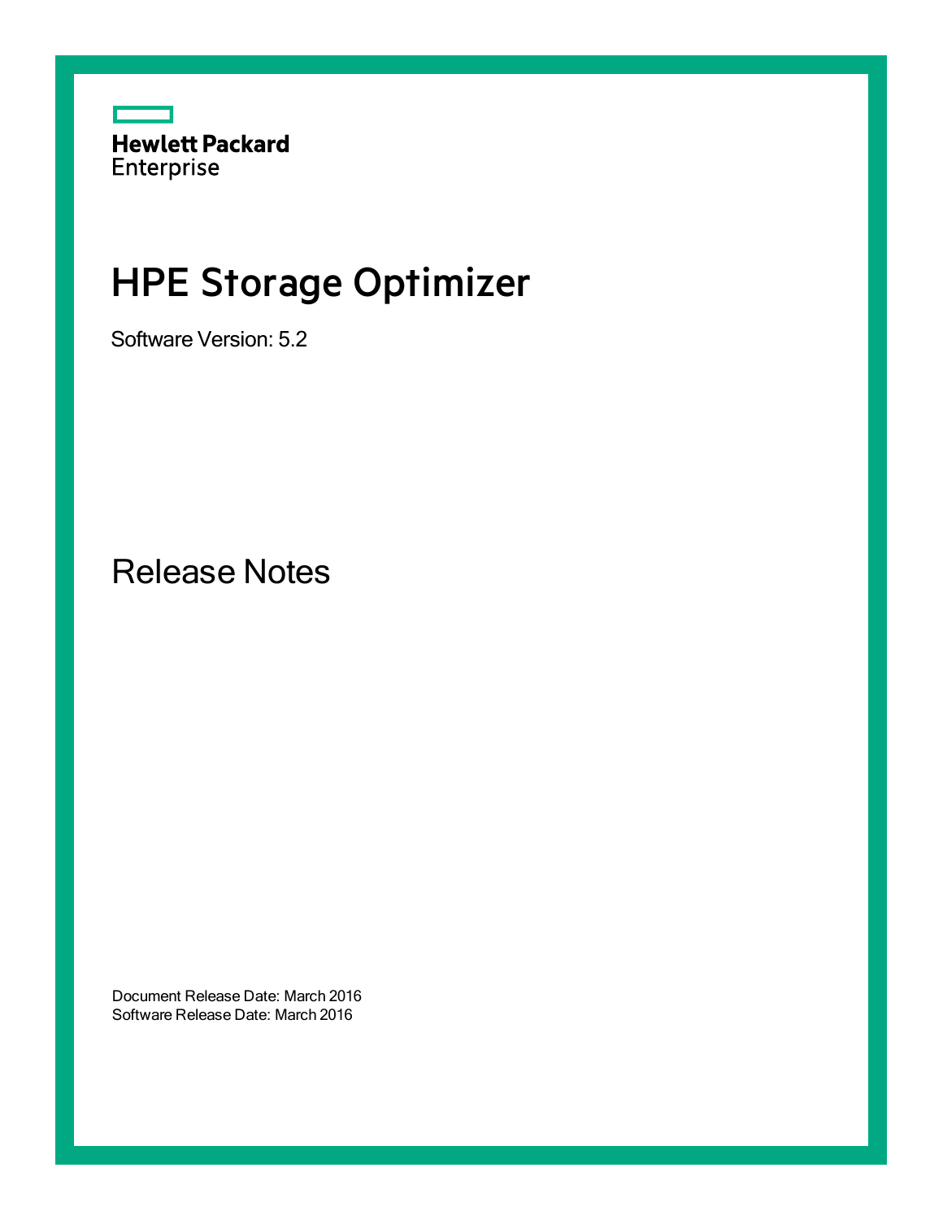Hewlett Packard
Enterprise

# HPE Storage Optimizer

Software Version: 5.2

## Release Notes

Document Release Date: March 2016
Software Release Date: March 2016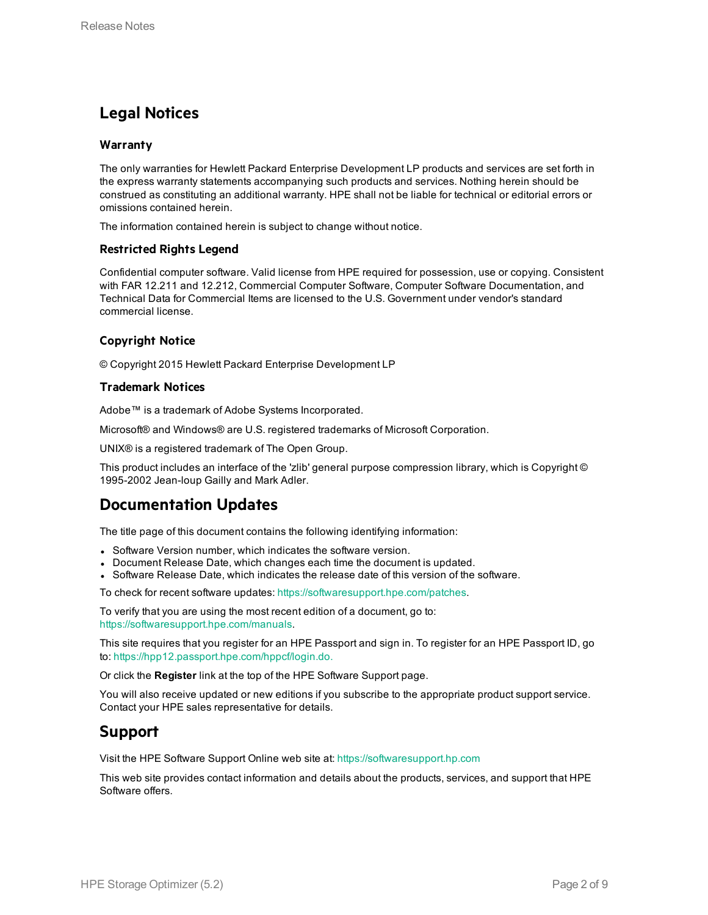# Legal Notices

### Warranty

The only warranties for Hewlett Packard Enterprise Development LP products and services are set forth in the express warranty statements accompanying such products and services. Nothing herein should be construed as constituting an additional warranty. HPE shall not be liable for technical or editorial errors or omissions contained herein.

The information contained herein is subject to change without notice.

### Restricted Rights Legend

Confidential computer software. Valid license from HPE required for possession, use or copying. Consistent with FAR 12.211 and 12.212, Commercial Computer Software, Computer Software Documentation, and Technical Data for Commercial Items are licensed to the U.S. Government under vendor's standard commercial license.

### Copyright Notice

© Copyright 2015 Hewlett Packard Enterprise Development LP

### Trademark Notices

Adobe™ is a trademark of Adobe Systems Incorporated.

Microsoft® and Windows® are U.S. registered trademarks of Microsoft Corporation.

UNIX® is a registered trademark of The Open Group.

This product includes an interface of the 'zlib' general purpose compression library, which is Copyright © 1995-2002 Jean-loup Gailly and Mark Adler.

# Documentation Updates

The title page of this document contains the following identifying information:

- Software Version number, which indicates the software version.
- Document Release Date, which changes each time the document is updated.
- Software Release Date, which indicates the release date of this version of the software.

To check for recent software updates: https://softwaresupport.hpe.com/patches.

To verify that you are using the most recent edition of a document, go to: https://softwaresupport.hpe.com/manuals.

This site requires that you register for an HPE Passport and sign in. To register for an HPE Passport ID, go to: https://hpp12.passport.hpe.com/hppcf/login.do.

Or click the **Register** link at the top of the HPE Software Support page.

You will also receive updated or new editions if you subscribe to the appropriate product support service. Contact your HPE sales representative for details.

# Support

Visit the HPE Software Support Online web site at: https://softwaresupport.hp.com

This web site provides contact information and details about the products, services, and support that HPE Software offers.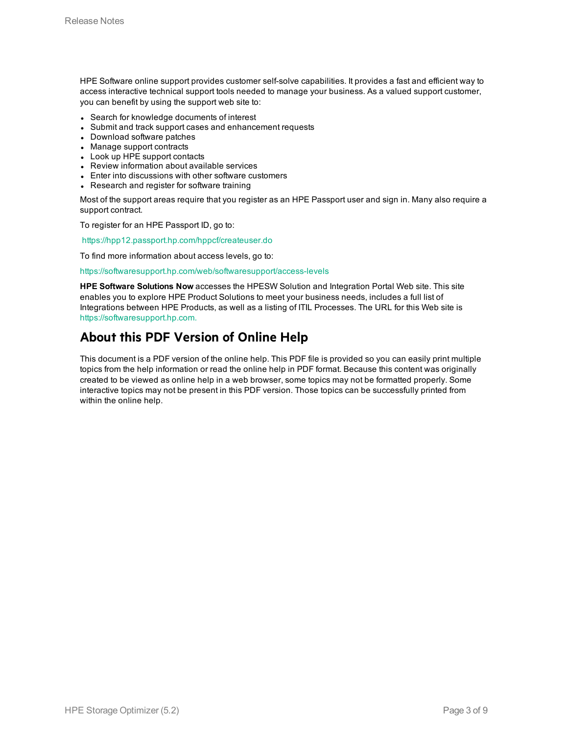HPE Software online support provides customer self-solve capabilities. It provides a fast and efficient way to access interactive technical support tools needed to manage your business. As a valued support customer, you can benefit by using the support web site to:

- Search for knowledge documents of interest
- Submit and track support cases and enhancement requests
- Download software patches
- Manage support contracts
- Look up HPE support contacts
- Review information about available services
- Enter into discussions with other software customers
- Research and register for software training

Most of the support areas require that you register as an HPE Passport user and sign in. Many also require a support contract.

To register for an HPE Passport ID, go to:

https://hpp12.passport.hp.com/hppcf/createuser.do

To find more information about access levels, go to:

https://softwaresupport.hp.com/web/softwaresupport/access-levels

**HPE Software Solutions Now** accesses the HPESW Solution and Integration Portal Web site. This site enables you to explore HPE Product Solutions to meet your business needs, includes a full list of Integrations between HPE Products, as well as a listing of ITIL Processes. The URL for this Web site is https://softwaresupport.hp.com.

## About this PDF Version of Online Help

This document is a PDF version of the online help. This PDF file is provided so you can easily print multiple topics from the help information or read the online help in PDF format. Because this content was originally created to be viewed as online help in a web browser, some topics may not be formatted properly. Some interactive topics may not be present in this PDF version. Those topics can be successfully printed from within the online help.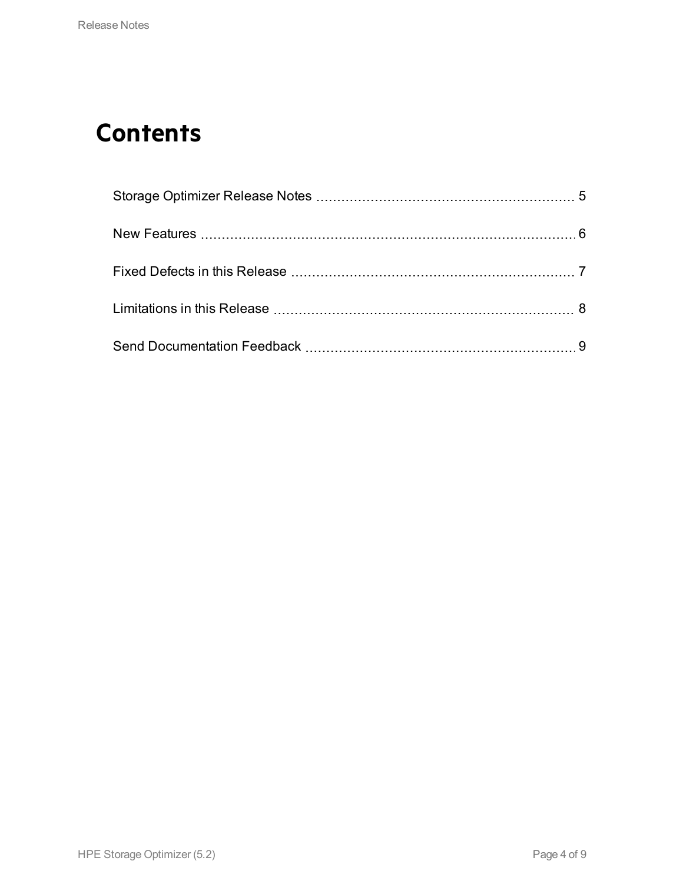# Contents

Storage Optimizer Release Notes ........ 5

New Features ........ 6

Fixed Defects in this Release ........ 7

Limitations in this Release ........ 8

Send Documentation Feedback ........ 9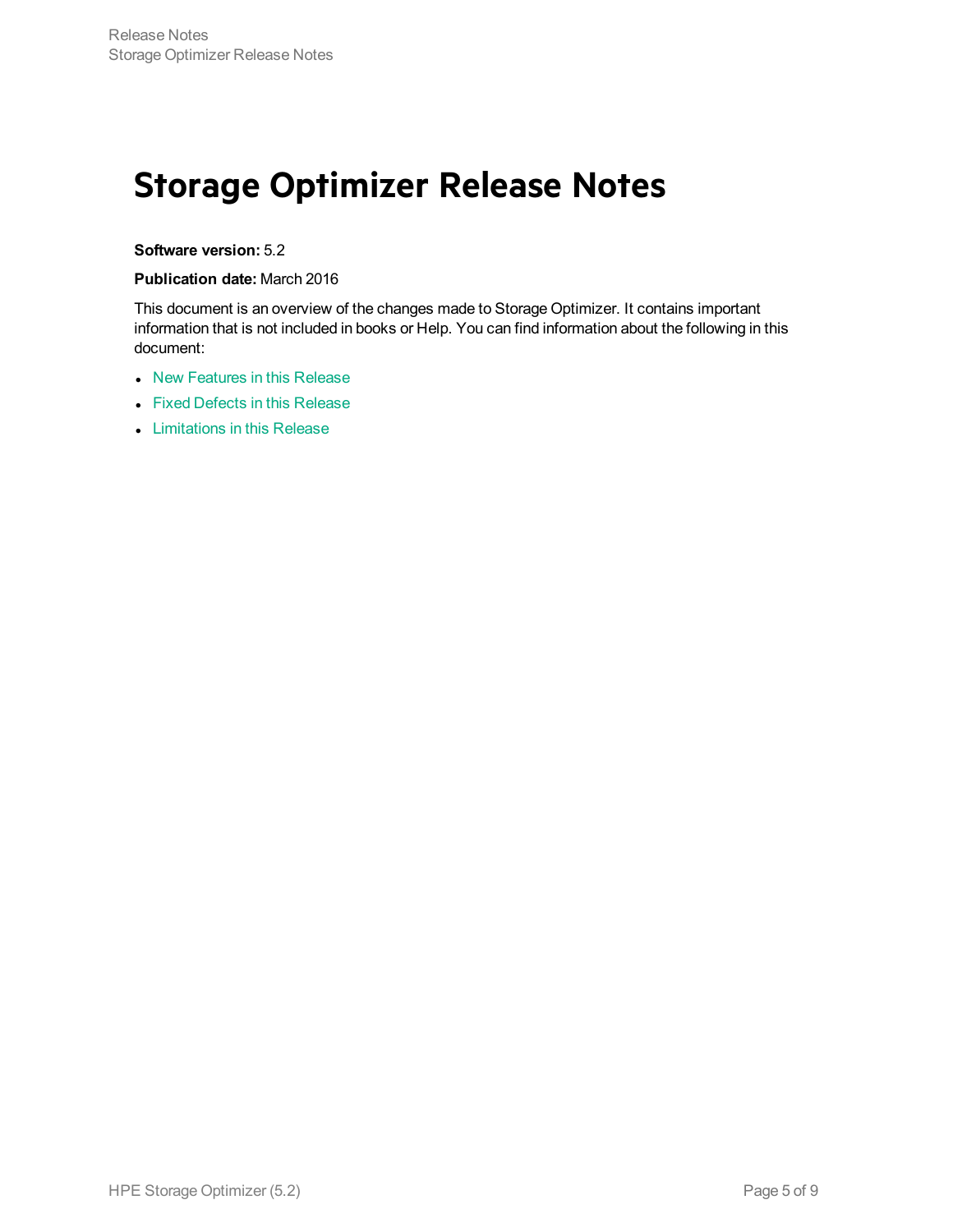# Storage Optimizer Release Notes

**Software version:** 5.2

**Publication date:** March 2016

This document is an overview of the changes made to Storage Optimizer. It contains important information that is not included in books or Help. You can find information about the following in this document:

- New Features in this Release
- Fixed Defects in this Release
- Limitations in this Release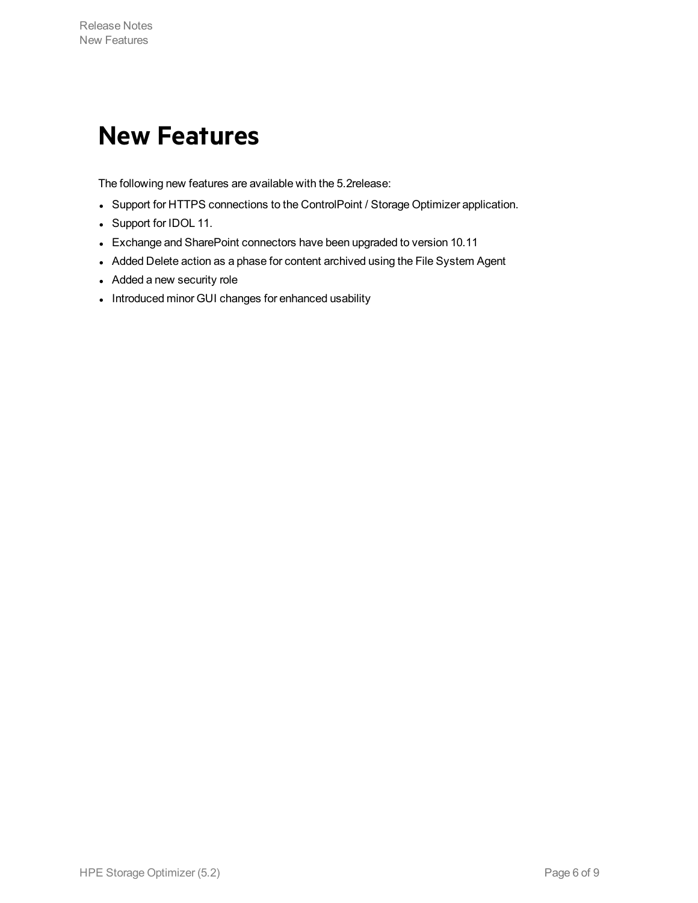# New Features

The following new features are available with the 5.2release:

- Support for HTTPS connections to the ControlPoint / Storage Optimizer application.
- Support for IDOL 11.
- Exchange and SharePoint connectors have been upgraded to version 10.11
- Added Delete action as a phase for content archived using the File System Agent
- Added a new security role
- Introduced minor GUI changes for enhanced usability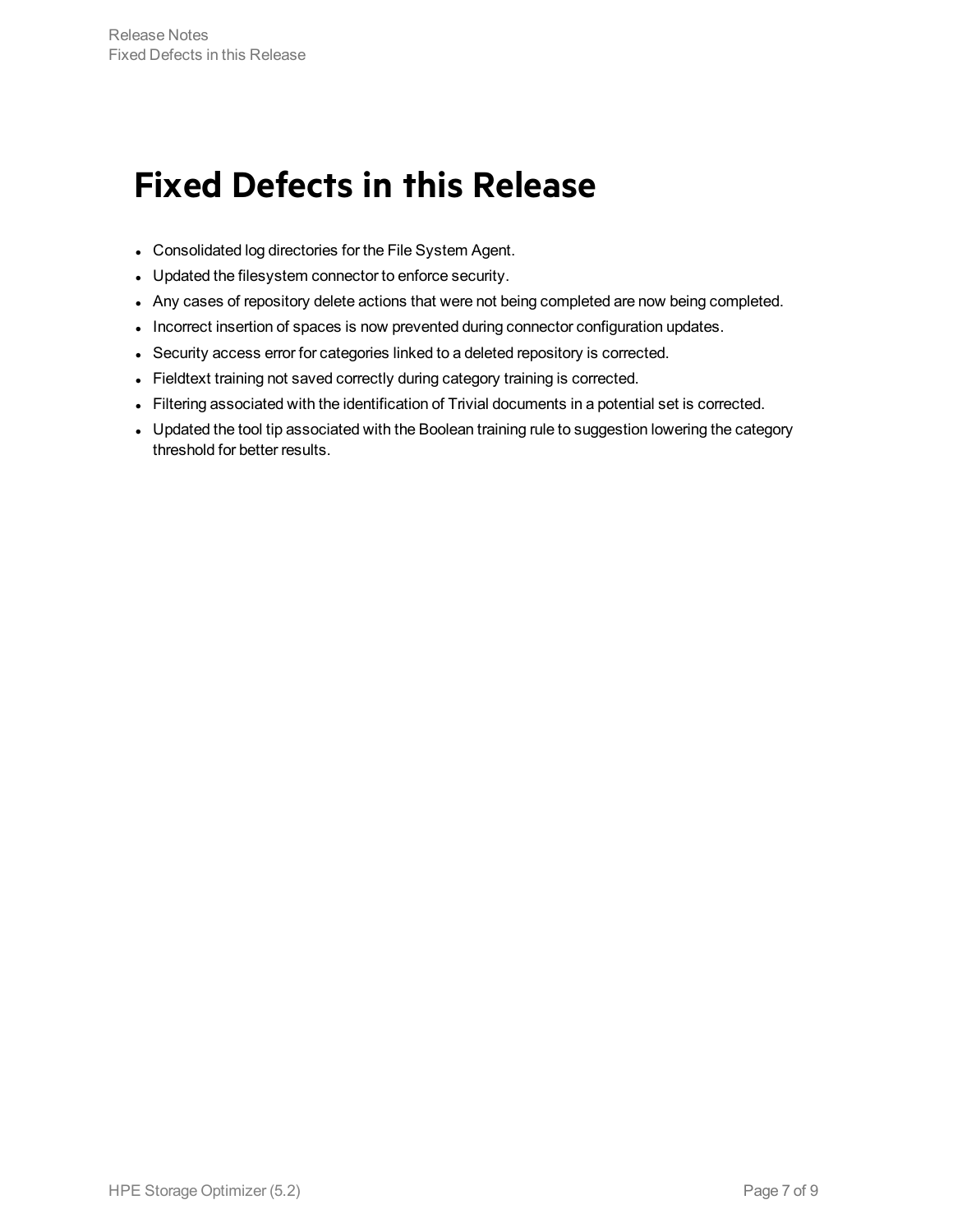# Fixed Defects in this Release

- Consolidated log directories for the File System Agent.
- Updated the filesystem connector to enforce security.
- Any cases of repository delete actions that were not being completed are now being completed.
- Incorrect insertion of spaces is now prevented during connector configuration updates.
- Security access error for categories linked to a deleted repository is corrected.
- Fieldtext training not saved correctly during category training is corrected.
- Filtering associated with the identification of Trivial documents in a potential set is corrected.
- Updated the tool tip associated with the Boolean training rule to suggestion lowering the category threshold for better results.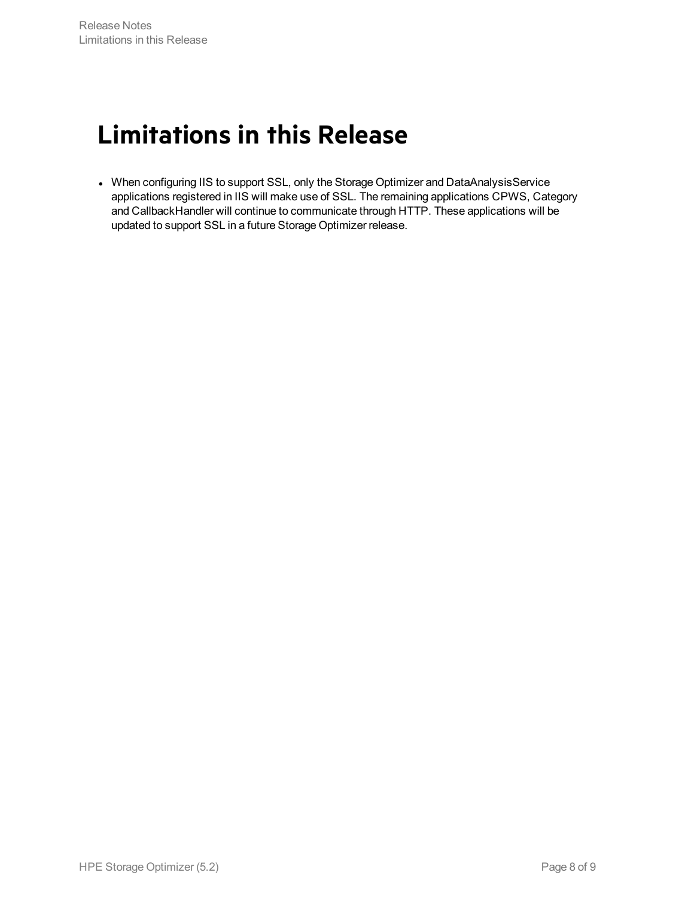# Limitations in this Release

- When configuring IIS to support SSL, only the Storage Optimizer and DataAnalysisService applications registered in IIS will make use of SSL. The remaining applications CPWS, Category and CallbackHandler will continue to communicate through HTTP. These applications will be updated to support SSL in a future Storage Optimizer release.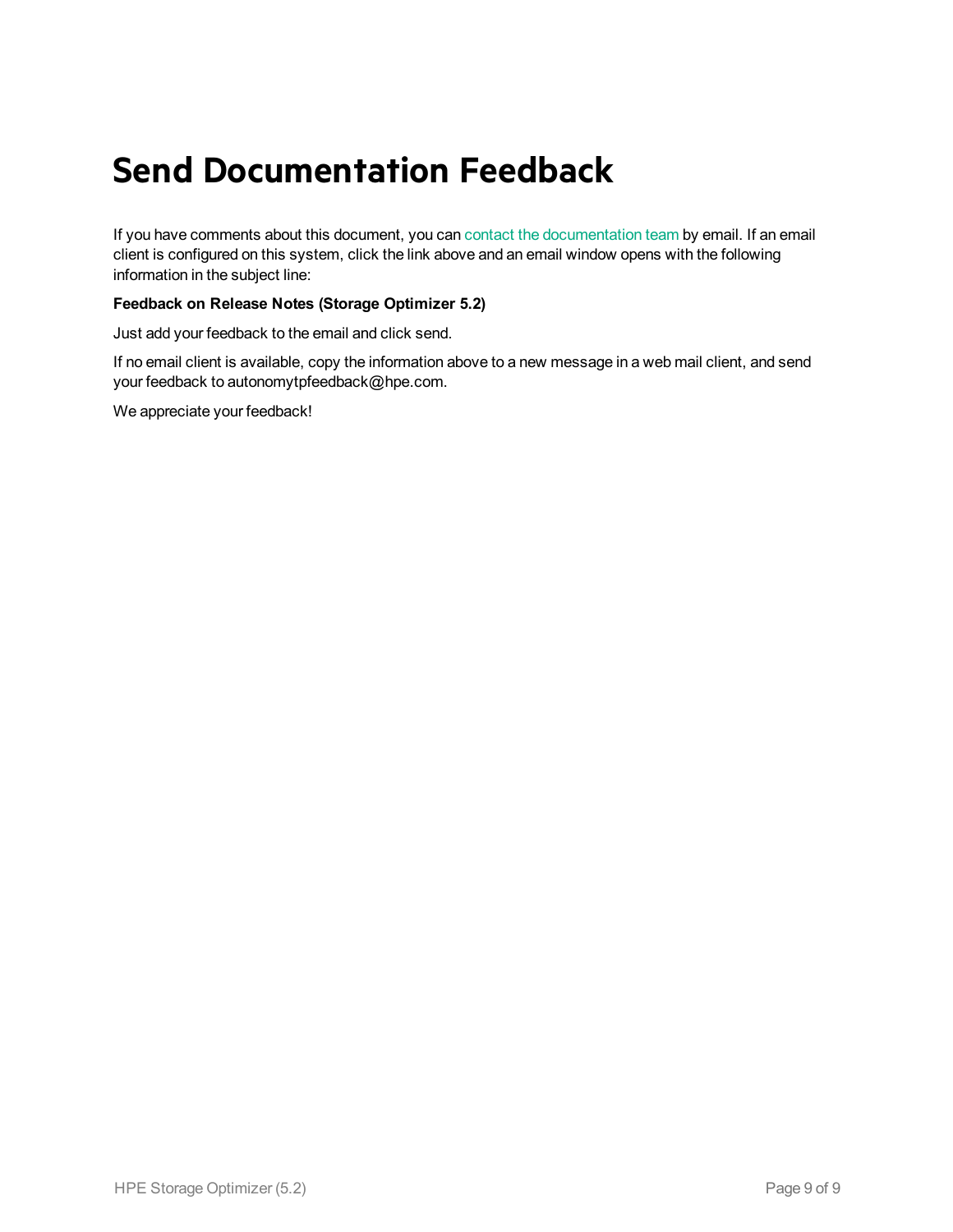# Send Documentation Feedback

If you have comments about this document, you can contact the documentation team by email. If an email client is configured on this system, click the link above and an email window opens with the following information in the subject line:

**Feedback on Release Notes (Storage Optimizer 5.2)**

Just add your feedback to the email and click send.

If no email client is available, copy the information above to a new message in a web mail client, and send your feedback to autonomytpfeedback@hpe.com.

We appreciate your feedback!